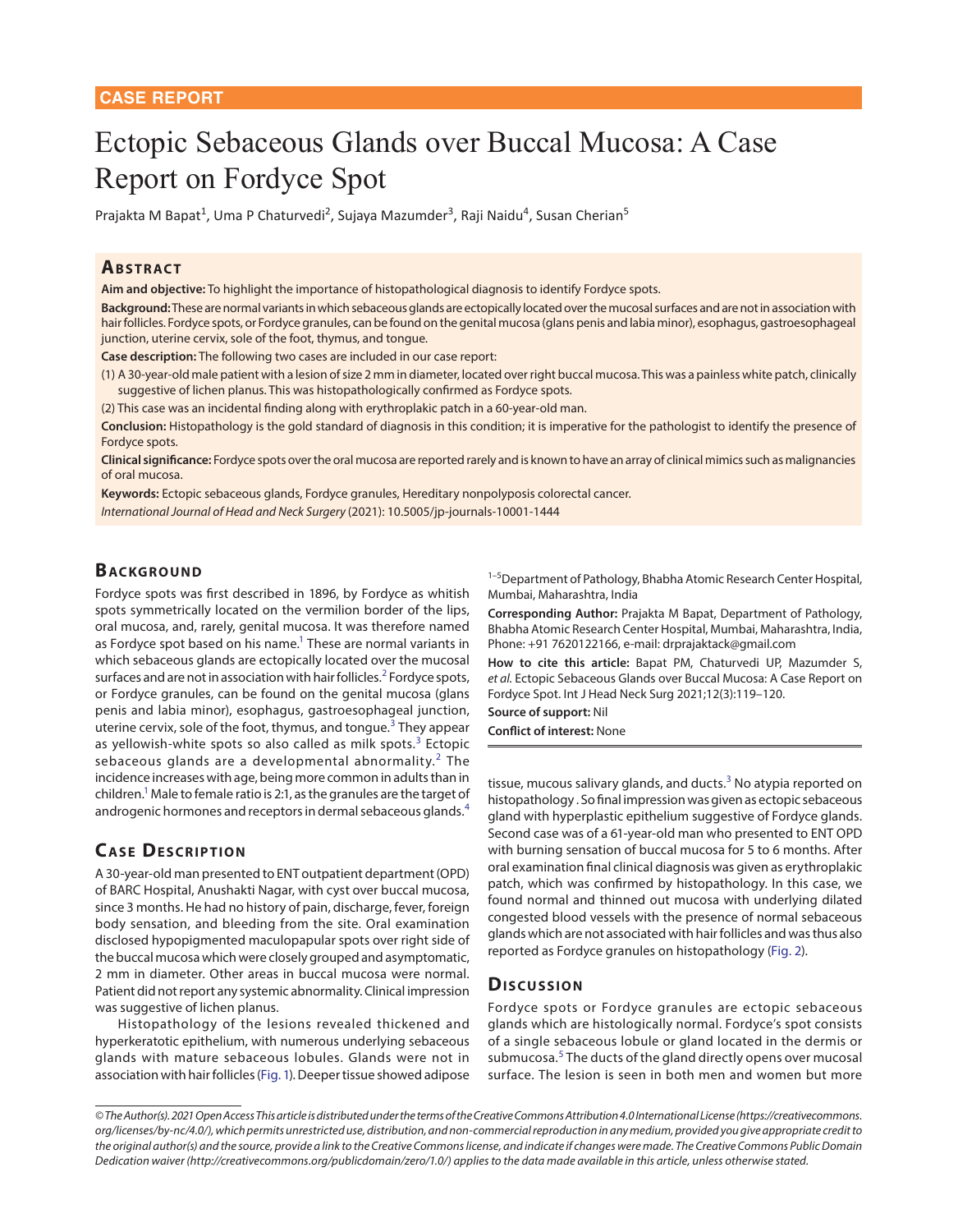**CASE REPORT**

# Ectopic Sebaceous Glands over Buccal Mucosa: A Case Report on Fordyce Spot

Prajakta M Bapat[1], Uma P Chaturvedi[2], Sujaya Mazumder[3], Raji Naidu[4], Susan Cherian[5]

## Abstract

**Aim and objective:** To highlight the importance of histopathological diagnosis to identify Fordyce spots.

**Background:** These are normal variants in which sebaceous glands are ectopically located over the mucosal surfaces and are not in association with hair follicles. Fordyce spots, or Fordyce granules, can be found on the genital mucosa (glans penis and labia minor), esophagus, gastroesophageal junction, uterine cervix, sole of the foot, thymus, and tongue.

**Case description:** The following two cases are included in our case report:

(1) A 30-year-old male patient with a lesion of size 2 mm in diameter, located over right buccal mucosa. This was a painless white patch, clinically suggestive of lichen planus. This was histopathologically confirmed as Fordyce spots.

(2) This case was an incidental finding along with erythroplakic patch in a 60-year-old man.

**Conclusion:** Histopathology is the gold standard of diagnosis in this condition; it is imperative for the pathologist to identify the presence of Fordyce spots.

**Clinical significance:** Fordyce spots over the oral mucosa are reported rarely and is known to have an array of clinical mimics such as malignancies of oral mucosa.

**Keywords:** Ectopic sebaceous glands, Fordyce granules, Hereditary nonpolyposis colorectal cancer.

*International Journal of Head and Neck Surgery* (2021): 10.5005/jp-journals-10001-1444

## Background

Fordyce spots was first described in 1896, by Fordyce as whitish spots symmetrically located on the vermilion border of the lips, oral mucosa, and, rarely, genital mucosa. It was therefore named as Fordyce spot based on his name.[1] These are normal variants in which sebaceous glands are ectopically located over the mucosal surfaces and are not in association with hair follicles.[2] Fordyce spots, or Fordyce granules, can be found on the genital mucosa (glans penis and labia minor), esophagus, gastroesophageal junction, uterine cervix, sole of the foot, thymus, and tongue.[3] They appear as yellowish-white spots so also called as milk spots.[3] Ectopic sebaceous glands are a developmental abnormality.[2] The incidence increases with age, being more common in adults than in children.[1] Male to female ratio is 2:1, as the granules are the target of androgenic hormones and receptors in dermal sebaceous glands.[4]

## Case Description

A 30-year-old man presented to ENT outpatient department (OPD) of BARC Hospital, Anushakti Nagar, with cyst over buccal mucosa, since 3 months. He had no history of pain, discharge, fever, foreign body sensation, and bleeding from the site. Oral examination disclosed hypopigmented maculopapular spots over right side of the buccal mucosa which were closely grouped and asymptomatic, 2 mm in diameter. Other areas in buccal mucosa were normal. Patient did not report any systemic abnormality. Clinical impression was suggestive of lichen planus.

Histopathology of the lesions revealed thickened and hyperkeratotic epithelium, with numerous underlying sebaceous glands with mature sebaceous lobules. Glands were not in association with hair follicles (Fig. 1). Deeper tissue showed adipose tissue, mucous salivary glands, and ducts.[3] No atypia reported on histopathology . So final impression was given as ectopic sebaceous gland with hyperplastic epithelium suggestive of Fordyce glands. Second case was of a 61-year-old man who presented to ENT OPD with burning sensation of buccal mucosa for 5 to 6 months. After oral examination final clinical diagnosis was given as erythroplakic patch, which was confirmed by histopathology. In this case, we found normal and thinned out mucosa with underlying dilated congested blood vessels with the presence of normal sebaceous glands which are not associated with hair follicles and was thus also reported as Fordyce granules on histopathology (Fig. 2).

## Discussion

Fordyce spots or Fordyce granules are ectopic sebaceous glands which are histologically normal. Fordyce's spot consists of a single sebaceous lobule or gland located in the dermis or submucosa.[5] The ducts of the gland directly opens over mucosal surface. The lesion is seen in both men and women but more

[1–5]Department of Pathology, Bhabha Atomic Research Center Hospital, Mumbai, Maharashtra, India

**Corresponding Author:** Prajakta M Bapat, Department of Pathology, Bhabha Atomic Research Center Hospital, Mumbai, Maharashtra, India, Phone: +91 7620122166, e-mail: drprajaktack@gmail.com

**How to cite this article:** Bapat PM, Chaturvedi UP, Mazumder S, *et al.* Ectopic Sebaceous Glands over Buccal Mucosa: A Case Report on Fordyce Spot. Int J Head Neck Surg 2021;12(3):119–120.

**Source of support:** Nil

**Conflict of interest:** None

*© The Author(s). 2021 Open Access This article is distributed under the terms of the Creative Commons Attribution 4.0 International License (https://creativecommons.org/licenses/by-nc/4.0/), which permits unrestricted use, distribution, and non-commercial reproduction in any medium, provided you give appropriate credit to the original author(s) and the source, provide a link to the Creative Commons license, and indicate if changes were made. The Creative Commons Public Domain Dedication waiver (http://creativecommons.org/publicdomain/zero/1.0/) applies to the data made available in this article, unless otherwise stated.*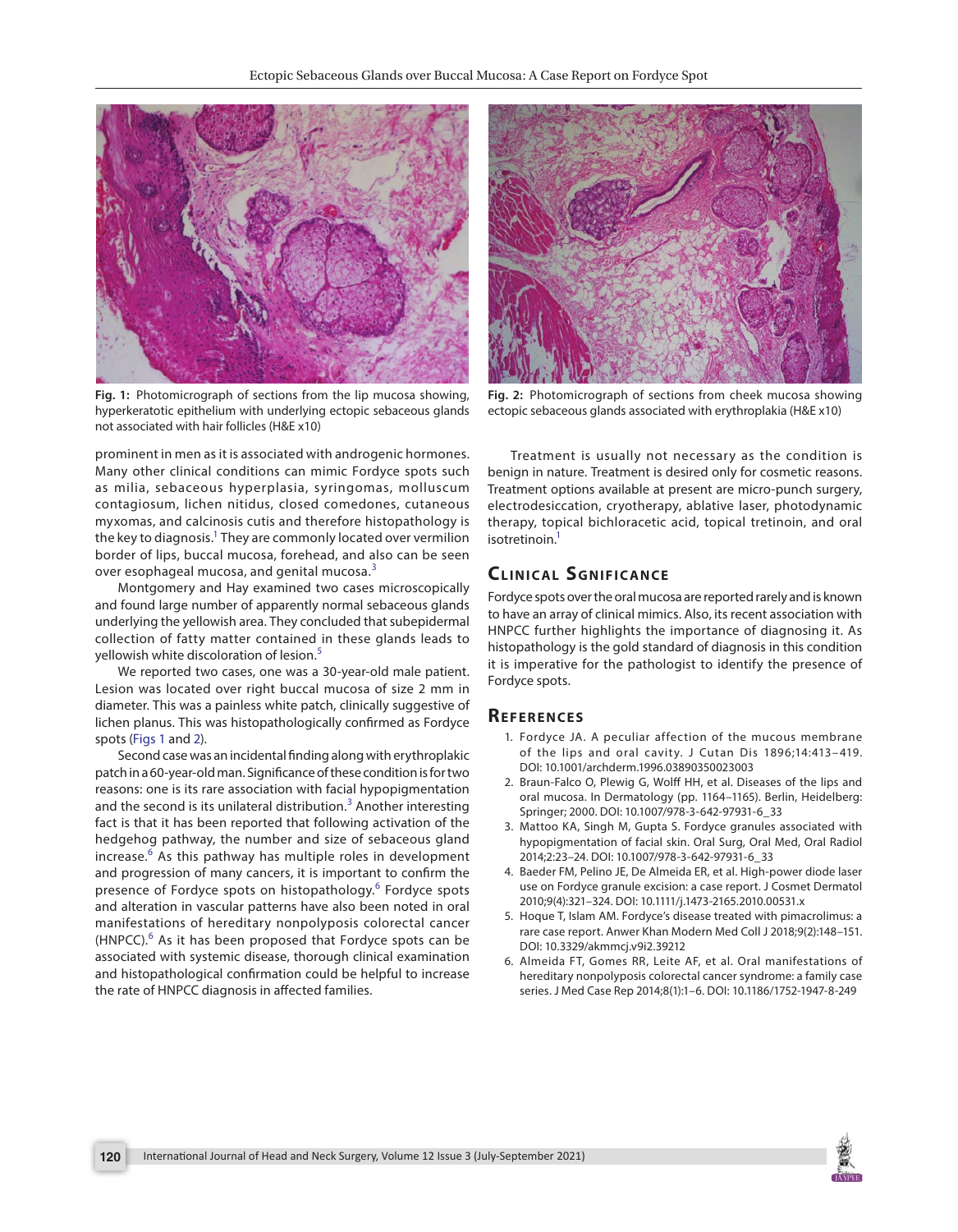Fig. 1: Photomicrograph of sections from the lip mucosa showing, hyperkeratotic epithelium with underlying ectopic sebaceous glands not associated with hair follicles (H&E x10)

Fig. 2: Photomicrograph of sections from cheek mucosa showing ectopic sebaceous glands associated with erythroplakia (H&E x10)

prominent in men as it is associated with androgenic hormones. Many other clinical conditions can mimic Fordyce spots such as milia, sebaceous hyperplasia, syringomas, molluscum contagiosum, lichen nitidus, closed comedones, cutaneous myxomas, and calcinosis cutis and therefore histopathology is the key to diagnosis.[1] They are commonly located over vermilion border of lips, buccal mucosa, forehead, and also can be seen over esophageal mucosa, and genital mucosa.[3]

Montgomery and Hay examined two cases microscopically and found large number of apparently normal sebaceous glands underlying the yellowish area. They concluded that subepidermal collection of fatty matter contained in these glands leads to yellowish white discoloration of lesion.[5]

We reported two cases, one was a 30-year-old male patient. Lesion was located over right buccal mucosa of size 2 mm in diameter. This was a painless white patch, clinically suggestive of lichen planus. This was histopathologically confirmed as Fordyce spots (Figs 1 and 2).

Second case was an incidental finding along with erythroplakic patch in a 60-year-old man. Significance of these condition is for two reasons: one is its rare association with facial hypopigmentation and the second is its unilateral distribution.[3] Another interesting fact is that it has been reported that following activation of the hedgehog pathway, the number and size of sebaceous gland increase.[6] As this pathway has multiple roles in development and progression of many cancers, it is important to confirm the presence of Fordyce spots on histopathology.[6] Fordyce spots and alteration in vascular patterns have also been noted in oral manifestations of hereditary nonpolyposis colorectal cancer (HNPCC).[6] As it has been proposed that Fordyce spots can be associated with systemic disease, thorough clinical examination and histopathological confirmation could be helpful to increase the rate of HNPCC diagnosis in affected families.

Treatment is usually not necessary as the condition is benign in nature. Treatment is desired only for cosmetic reasons. Treatment options available at present are micro-punch surgery, electrodesiccation, cryotherapy, ablative laser, photodynamic therapy, topical bichloracetic acid, topical tretinoin, and oral isotretinoin.[1]

## Clinical Significance

Fordyce spots over the oral mucosa are reported rarely and is known to have an array of clinical mimics. Also, its recent association with HNPCC further highlights the importance of diagnosing it. As histopathology is the gold standard of diagnosis in this condition it is imperative for the pathologist to identify the presence of Fordyce spots.

## References

1. Fordyce JA. A peculiar affection of the mucous membrane of the lips and oral cavity. J Cutan Dis 1896;14:413–419. DOI: 10.1001/archderm.1996.03890350023003
2. Braun-Falco O, Plewig G, Wolff HH, et al. Diseases of the lips and oral mucosa. In Dermatology (pp. 1164–1165). Berlin, Heidelberg: Springer; 2000. DOI: 10.1007/978-3-642-97931-6_33
3. Mattoo KA, Singh M, Gupta S. Fordyce granules associated with hypopigmentation of facial skin. Oral Surg, Oral Med, Oral Radiol 2014;2:23–24. DOI: 10.1007/978-3-642-97931-6_33
4. Baeder FM, Pelino JE, De Almeida ER, et al. High-power diode laser use on Fordyce granule excision: a case report. J Cosmet Dermatol 2010;9(4):321–324. DOI: 10.1111/j.1473-2165.2010.00531.x
5. Hoque T, Islam AM. Fordyce's disease treated with pimacrolimus: a rare case report. Anwer Khan Modern Med Coll J 2018;9(2):148–151. DOI: 10.3329/akmmcj.v9i2.39212
6. Almeida FT, Gomes RR, Leite AF, et al. Oral manifestations of hereditary nonpolyposis colorectal cancer syndrome: a family case series. J Med Case Rep 2014;8(1):1–6. DOI: 10.1186/1752-1947-8-249